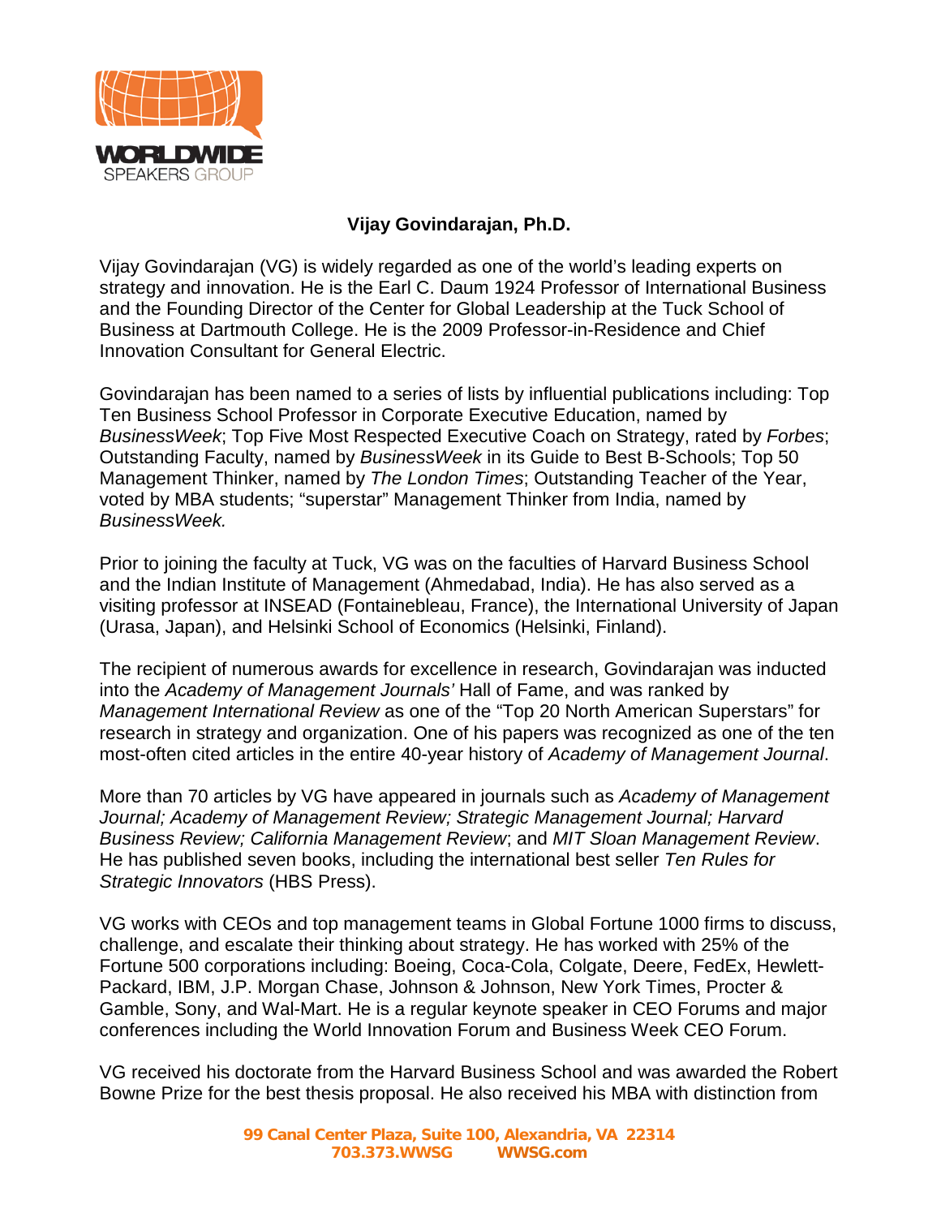WORLDWIDE SPEAKERS GROUP

## Vijay Govindarajan, Ph.D.

Vijay Govindarajan (VG) is widely regarded as one of the world's leading experts on strategy and innovation. He is the Earl C. Daum 1924 Professor of International Business and the Founding Director of the Center for Global Leadership at the Tuck School of Business at Dartmouth College. He is the 2009 Professor-in-Residence and Chief Innovation Consultant for General Electric.

Govindarajan has been named to a series of lists by influential publications including: Top Ten Business School Professor in Corporate Executive Education, named by *BusinessWeek*; Top Five Most Respected Executive Coach on Strategy, rated by *Forbes*; Outstanding Faculty, named by *BusinessWeek* in its Guide to Best B-Schools; Top 50 Management Thinker, named by *The London Times*; Outstanding Teacher of the Year, voted by MBA students; "superstar" Management Thinker from India, named by *BusinessWeek.*

Prior to joining the faculty at Tuck, VG was on the faculties of Harvard Business School and the Indian Institute of Management (Ahmedabad, India). He has also served as a visiting professor at INSEAD (Fontainebleau, France), the International University of Japan (Urasa, Japan), and Helsinki School of Economics (Helsinki, Finland).

The recipient of numerous awards for excellence in research, Govindarajan was inducted into the *Academy of Management Journals'* Hall of Fame, and was ranked by *Management International Review* as one of the "Top 20 North American Superstars" for research in strategy and organization. One of his papers was recognized as one of the ten most-often cited articles in the entire 40-year history of *Academy of Management Journal*.

More than 70 articles by VG have appeared in journals such as *Academy of Management Journal; Academy of Management Review; Strategic Management Journal; Harvard Business Review; California Management Review*; and *MIT Sloan Management Review*. He has published seven books, including the international best seller *Ten Rules for Strategic Innovators* (HBS Press).

VG works with CEOs and top management teams in Global Fortune 1000 firms to discuss, challenge, and escalate their thinking about strategy. He has worked with 25% of the Fortune 500 corporations including: Boeing, Coca-Cola, Colgate, Deere, FedEx, Hewlett-Packard, IBM, J.P. Morgan Chase, Johnson & Johnson, New York Times, Procter & Gamble, Sony, and Wal-Mart. He is a regular keynote speaker in CEO Forums and major conferences including the World Innovation Forum and Business Week CEO Forum.

VG received his doctorate from the Harvard Business School and was awarded the Robert Bowne Prize for the best thesis proposal. He also received his MBA with distinction from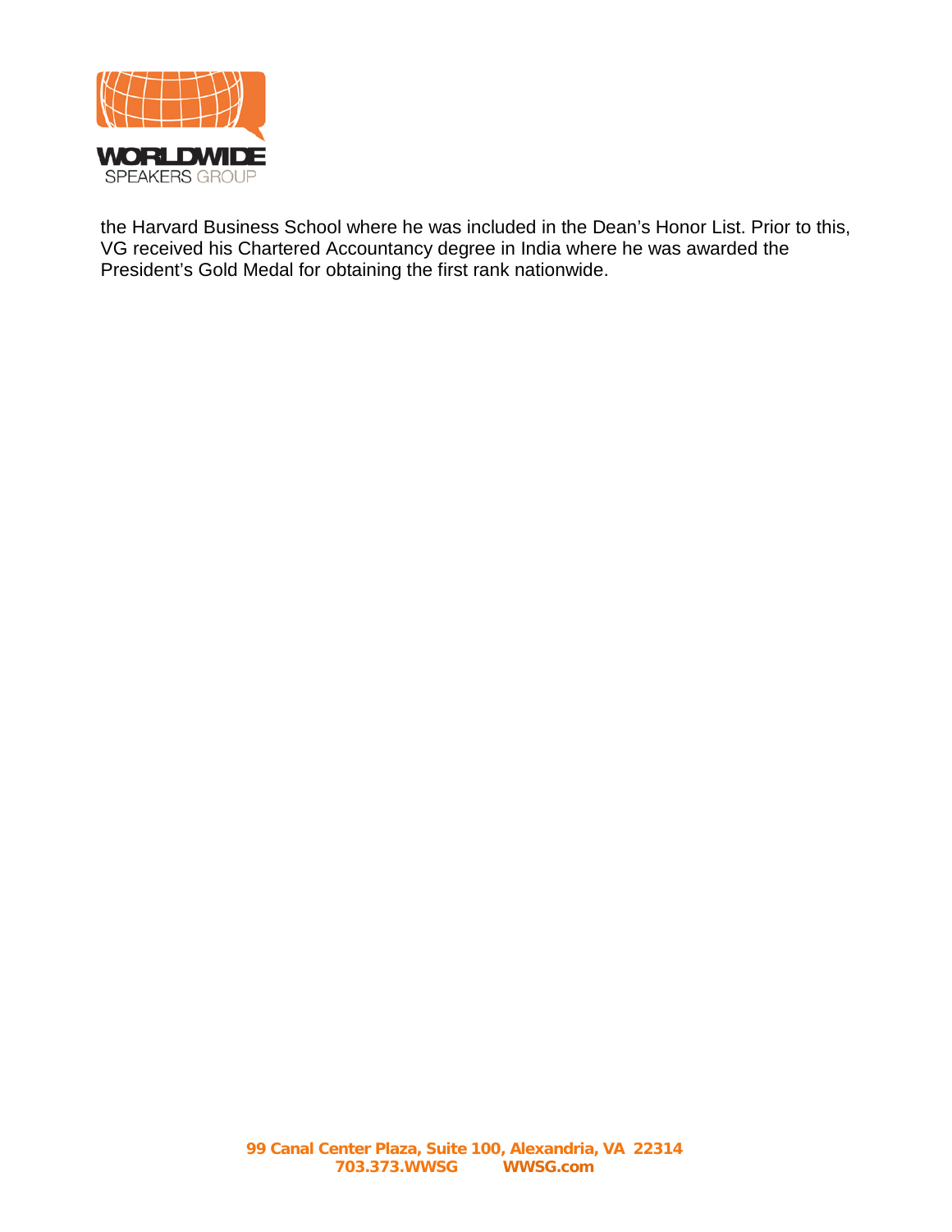the Harvard Business School where he was included in the Dean's Honor List. Prior to this, VG received his Chartered Accountancy degree in India where he was awarded the President's Gold Medal for obtaining the first rank nationwide.